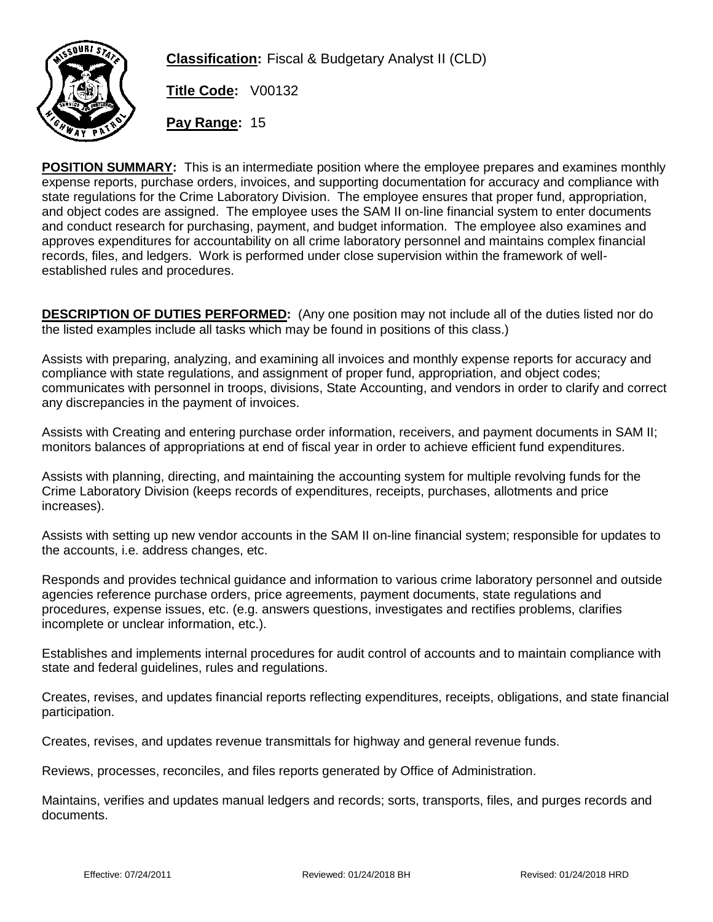**Classification:** Fiscal & Budgetary Analyst II (CLD)

**Title Code:** V00132

**Pay Range:** 15

**POSITION SUMMARY:** This is an intermediate position where the employee prepares and examines monthly expense reports, purchase orders, invoices, and supporting documentation for accuracy and compliance with state regulations for the Crime Laboratory Division. The employee ensures that proper fund, appropriation, and object codes are assigned. The employee uses the SAM II on-line financial system to enter documents and conduct research for purchasing, payment, and budget information. The employee also examines and approves expenditures for accountability on all crime laboratory personnel and maintains complex financial records, files, and ledgers. Work is performed under close supervision within the framework of well-established rules and procedures.

**DESCRIPTION OF DUTIES PERFORMED:** (Any one position may not include all of the duties listed nor do the listed examples include all tasks which may be found in positions of this class.)

Assists with preparing, analyzing, and examining all invoices and monthly expense reports for accuracy and compliance with state regulations, and assignment of proper fund, appropriation, and object codes; communicates with personnel in troops, divisions, State Accounting, and vendors in order to clarify and correct any discrepancies in the payment of invoices.

Assists with Creating and entering purchase order information, receivers, and payment documents in SAM II; monitors balances of appropriations at end of fiscal year in order to achieve efficient fund expenditures.

Assists with planning, directing, and maintaining the accounting system for multiple revolving funds for the Crime Laboratory Division (keeps records of expenditures, receipts, purchases, allotments and price increases).

Assists with setting up new vendor accounts in the SAM II on-line financial system; responsible for updates to the accounts, i.e. address changes, etc.

Responds and provides technical guidance and information to various crime laboratory personnel and outside agencies reference purchase orders, price agreements, payment documents, state regulations and procedures, expense issues, etc. (e.g. answers questions, investigates and rectifies problems, clarifies incomplete or unclear information, etc.).

Establishes and implements internal procedures for audit control of accounts and to maintain compliance with state and federal guidelines, rules and regulations.

Creates, revises, and updates financial reports reflecting expenditures, receipts, obligations, and state financial participation.

Creates, revises, and updates revenue transmittals for highway and general revenue funds.

Reviews, processes, reconciles, and files reports generated by Office of Administration.

Maintains, verifies and updates manual ledgers and records; sorts, transports, files, and purges records and documents.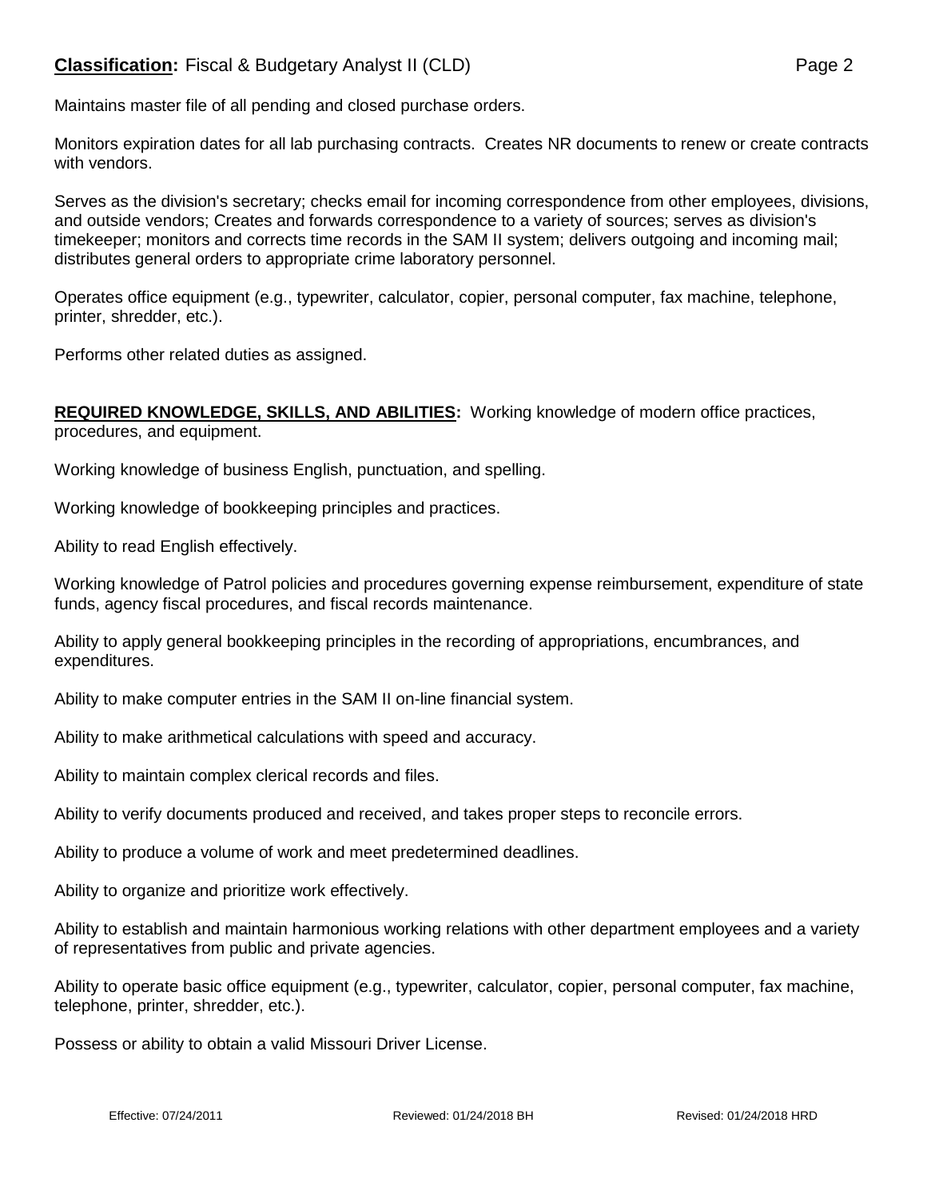Maintains master file of all pending and closed purchase orders.

Monitors expiration dates for all lab purchasing contracts. Creates NR documents to renew or create contracts with vendors.

Serves as the division's secretary; checks email for incoming correspondence from other employees, divisions, and outside vendors; Creates and forwards correspondence to a variety of sources; serves as division's timekeeper; monitors and corrects time records in the SAM II system; delivers outgoing and incoming mail; distributes general orders to appropriate crime laboratory personnel.

Operates office equipment (e.g., typewriter, calculator, copier, personal computer, fax machine, telephone, printer, shredder, etc.).

Performs other related duties as assigned.

**REQUIRED KNOWLEDGE, SKILLS, AND ABILITIES:** Working knowledge of modern office practices, procedures, and equipment.

Working knowledge of business English, punctuation, and spelling.

Working knowledge of bookkeeping principles and practices.

Ability to read English effectively.

Working knowledge of Patrol policies and procedures governing expense reimbursement, expenditure of state funds, agency fiscal procedures, and fiscal records maintenance.

Ability to apply general bookkeeping principles in the recording of appropriations, encumbrances, and expenditures.

Ability to make computer entries in the SAM II on-line financial system.

Ability to make arithmetical calculations with speed and accuracy.

Ability to maintain complex clerical records and files.

Ability to verify documents produced and received, and takes proper steps to reconcile errors.

Ability to produce a volume of work and meet predetermined deadlines.

Ability to organize and prioritize work effectively.

Ability to establish and maintain harmonious working relations with other department employees and a variety of representatives from public and private agencies.

Ability to operate basic office equipment (e.g., typewriter, calculator, copier, personal computer, fax machine, telephone, printer, shredder, etc.).

Possess or ability to obtain a valid Missouri Driver License.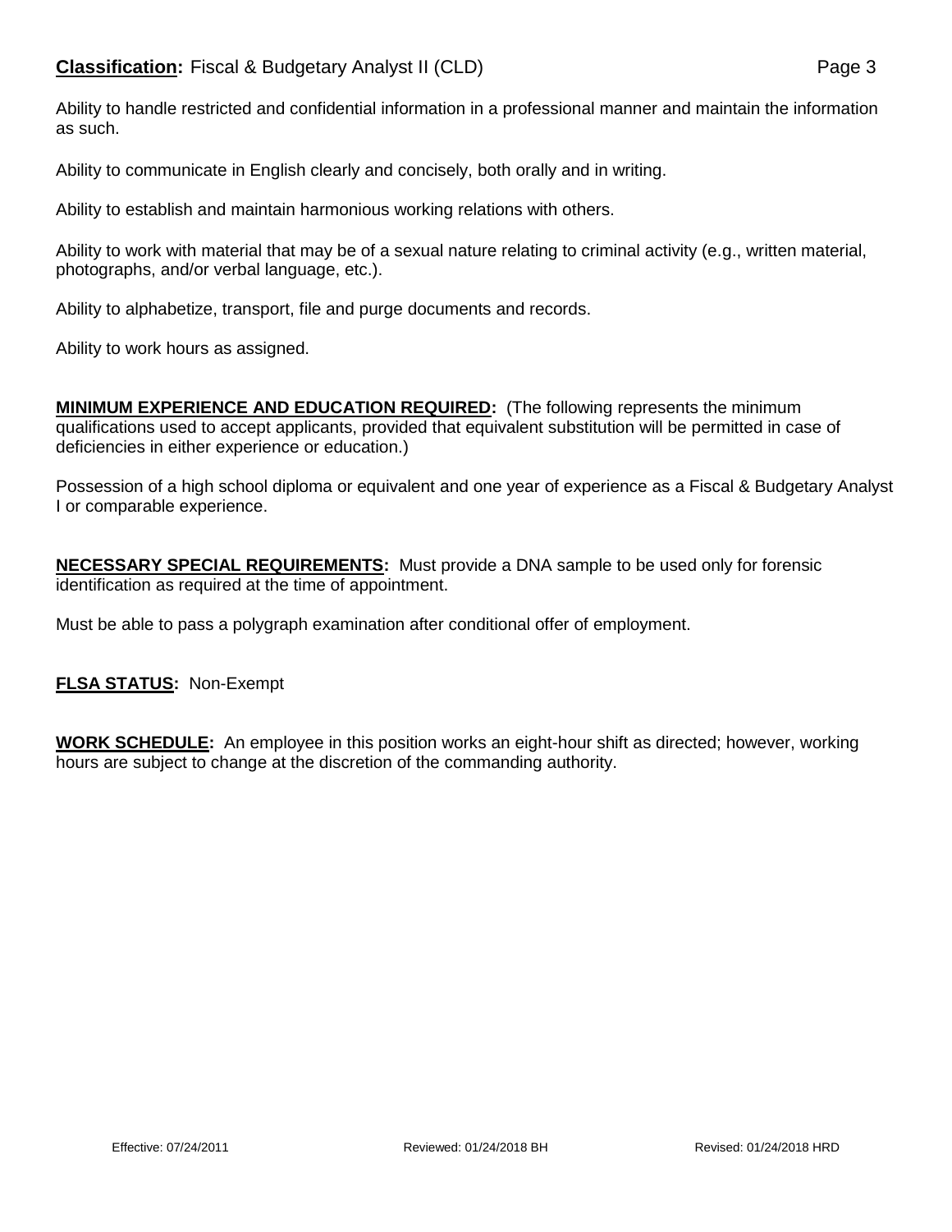Ability to handle restricted and confidential information in a professional manner and maintain the information as such.

Ability to communicate in English clearly and concisely, both orally and in writing.

Ability to establish and maintain harmonious working relations with others.

Ability to work with material that may be of a sexual nature relating to criminal activity (e.g., written material, photographs, and/or verbal language, etc.).

Ability to alphabetize, transport, file and purge documents and records.

Ability to work hours as assigned.

**MINIMUM EXPERIENCE AND EDUCATION REQUIRED:** (The following represents the minimum qualifications used to accept applicants, provided that equivalent substitution will be permitted in case of deficiencies in either experience or education.)

Possession of a high school diploma or equivalent and one year of experience as a Fiscal & Budgetary Analyst I or comparable experience.

**NECESSARY SPECIAL REQUIREMENTS:** Must provide a DNA sample to be used only for forensic identification as required at the time of appointment.

Must be able to pass a polygraph examination after conditional offer of employment.

**FLSA STATUS:** Non-Exempt

**WORK SCHEDULE:** An employee in this position works an eight-hour shift as directed; however, working hours are subject to change at the discretion of the commanding authority.